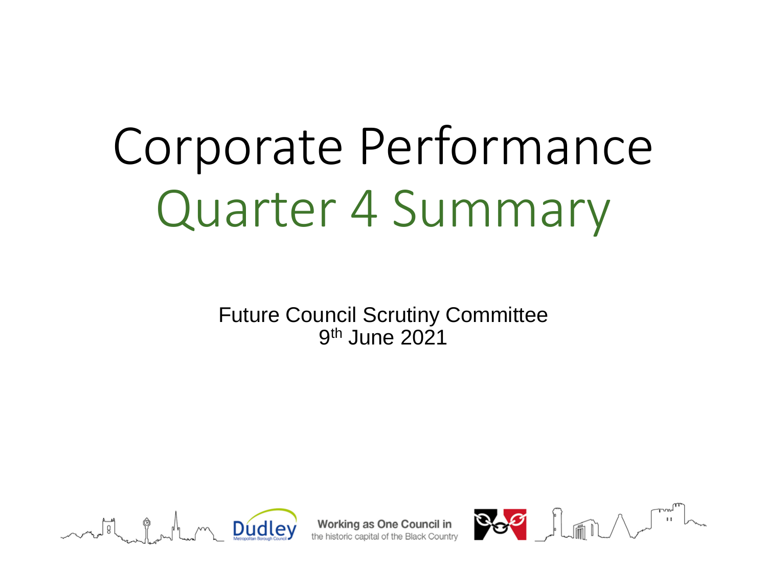# Corporate Performance
# Quarter 4 Summary

Future Council Scrutiny Committee
9th June 2021

Working as One Council in
the historic capital of the Black Country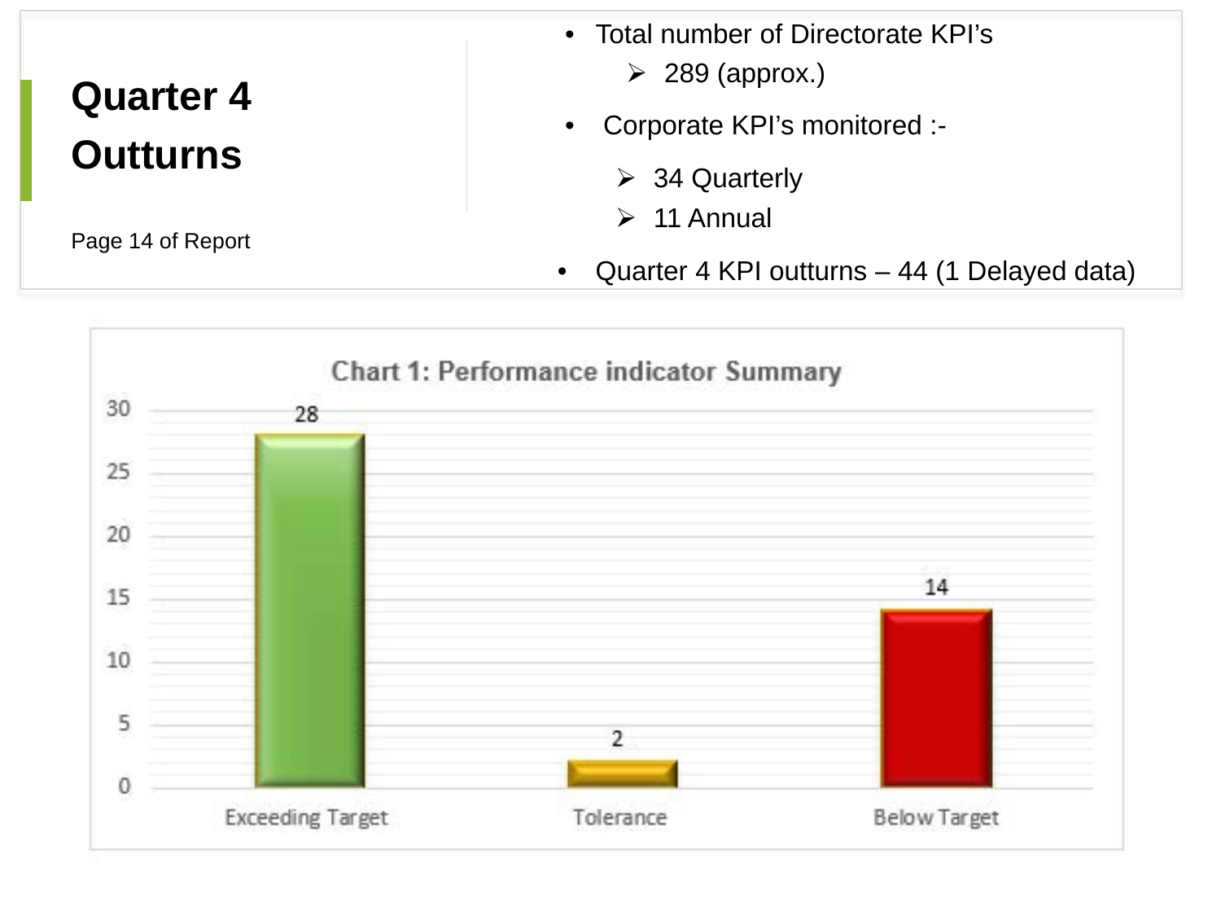# Quarter 4 Outturns

Page 14 of Report

- Total number of Directorate KPI's
  - 289 (approx.)
- Corporate KPI's monitored :-
  - 34 Quarterly
  - 11 Annual
- Quarter 4 KPI outturns – 44 (1 Delayed data)

**Chart 1: Performance indicator Summary**

| Category | Count |
| --- | --- |
| Exceeding Target | 28 |
| Tolerance | 2 |
| Below Target | 14 |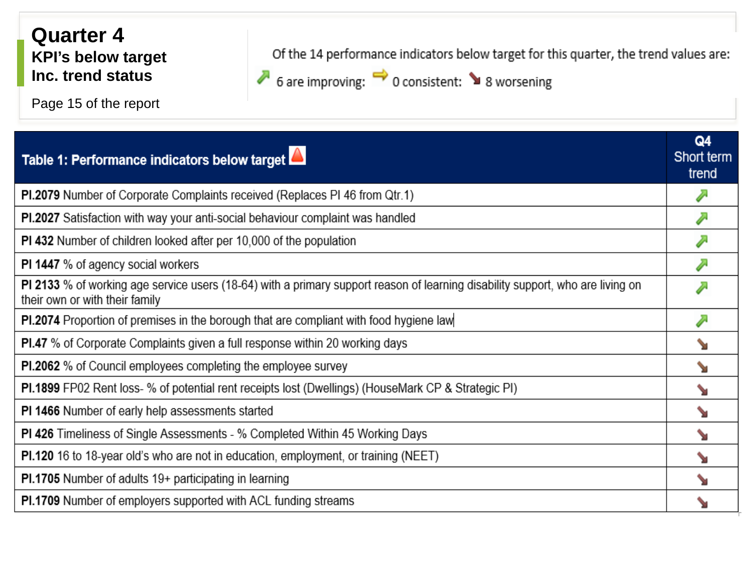# Quarter 4

## KPI's below target Inc. trend status

Page 15 of the report

Of the 14 performance indicators below target for this quarter, the trend values are:

↗ 6 are improving: ⇨ 0 consistent: ↘ 8 worsening

| Table 1: Performance indicators below target | Q4 Short term trend |
|---|---|
| **PI.2079** Number of Corporate Complaints received (Replaces PI 46 from Qtr.1) | ↗ |
| **PI.2027** Satisfaction with way your anti-social behaviour complaint was handled | ↗ |
| **PI 432** Number of children looked after per 10,000 of the population | ↗ |
| **PI 1447** % of agency social workers | ↗ |
| **PI 2133** % of working age service users (18-64) with a primary support reason of learning disability support, who are living on their own or with their family | ↗ |
| **PI.2074** Proportion of premises in the borough that are compliant with food hygiene law | ↗ |
| **PI.47** % of Corporate Complaints given a full response within 20 working days | ↘ |
| **PI.2062** % of Council employees completing the employee survey | ↘ |
| **PI.1899** FP02 Rent loss- % of potential rent receipts lost (Dwellings) (HouseMark CP & Strategic PI) | ↘ |
| **PI 1466** Number of early help assessments started | ↘ |
| **PI 426** Timeliness of Single Assessments - % Completed Within 45 Working Days | ↘ |
| **PI.120** 16 to 18-year old's who are not in education, employment, or training (NEET) | ↘ |
| **PI.1705** Number of adults 19+ participating in learning | ↘ |
| **PI.1709** Number of employers supported with ACL funding streams | ↘ |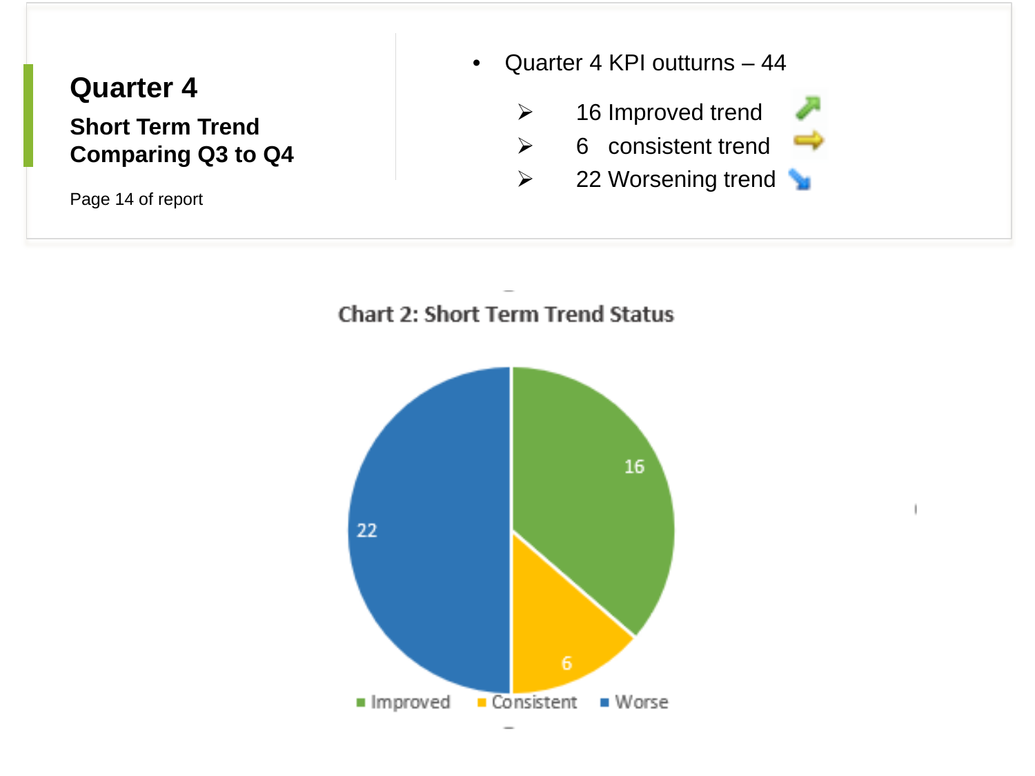# Quarter 4

## Short Term Trend Comparing Q3 to Q4

Page 14 of report

- Quarter 4 KPI outturns – 44
  - 16 Improved trend
  - 6 consistent trend
  - 22 Worsening trend

**Chart 2: Short Term Trend Status**

| Status | Count |
| --- | --- |
| Improved | 16 |
| Consistent | 6 |
| Worse | 22 |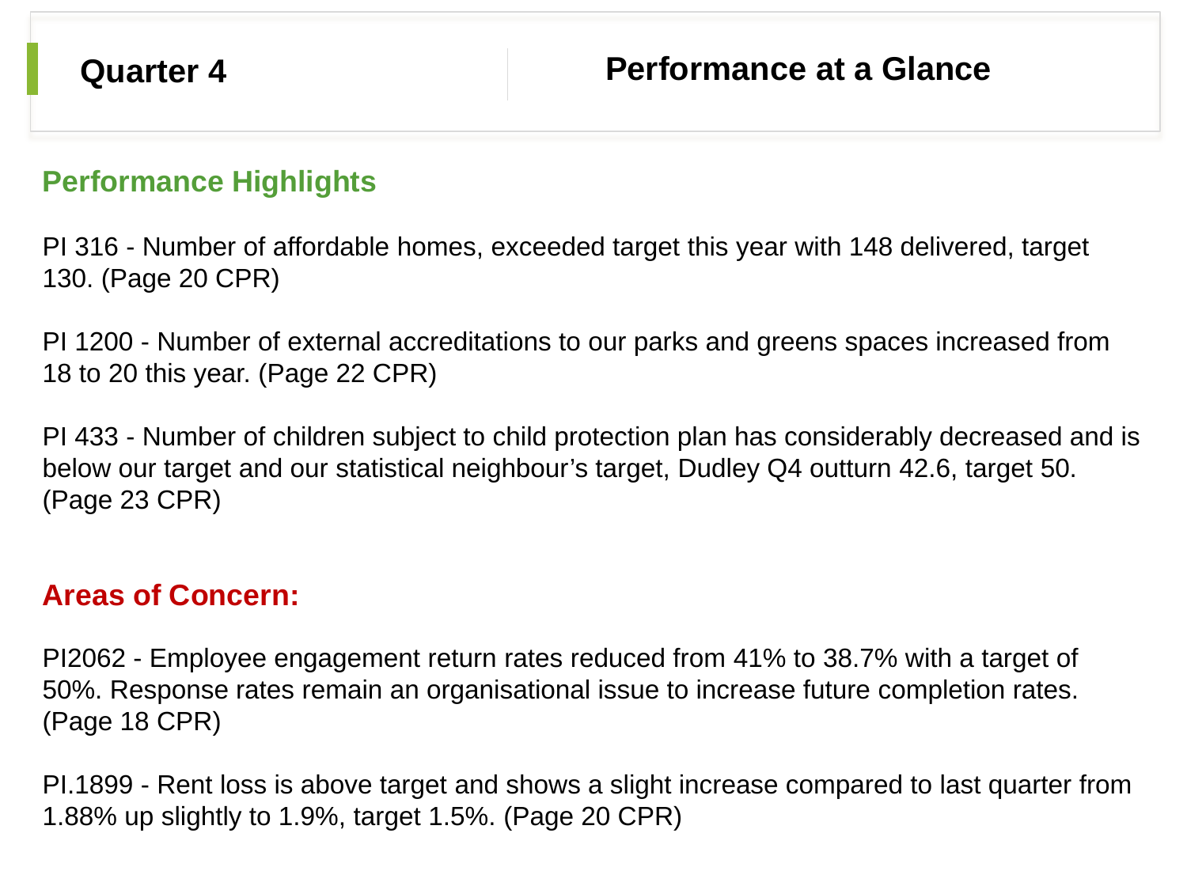## Quarter 4

# Performance at a Glance

### Performance Highlights

PI 316 - Number of affordable homes, exceeded target this year with 148 delivered, target 130. (Page 20 CPR)

PI 1200 - Number of external accreditations to our parks and greens spaces increased from 18 to 20 this year. (Page 22 CPR)

PI 433 - Number of children subject to child protection plan has considerably decreased and is below our target and our statistical neighbour's target, Dudley Q4 outturn 42.6, target 50. (Page 23 CPR)

### Areas of Concern:

PI2062 - Employee engagement return rates reduced from 41% to 38.7% with a target of 50%. Response rates remain an organisational issue to increase future completion rates. (Page 18 CPR)

PI.1899 - Rent loss is above target and shows a slight increase compared to last quarter from 1.88% up slightly to 1.9%, target 1.5%. (Page 20 CPR)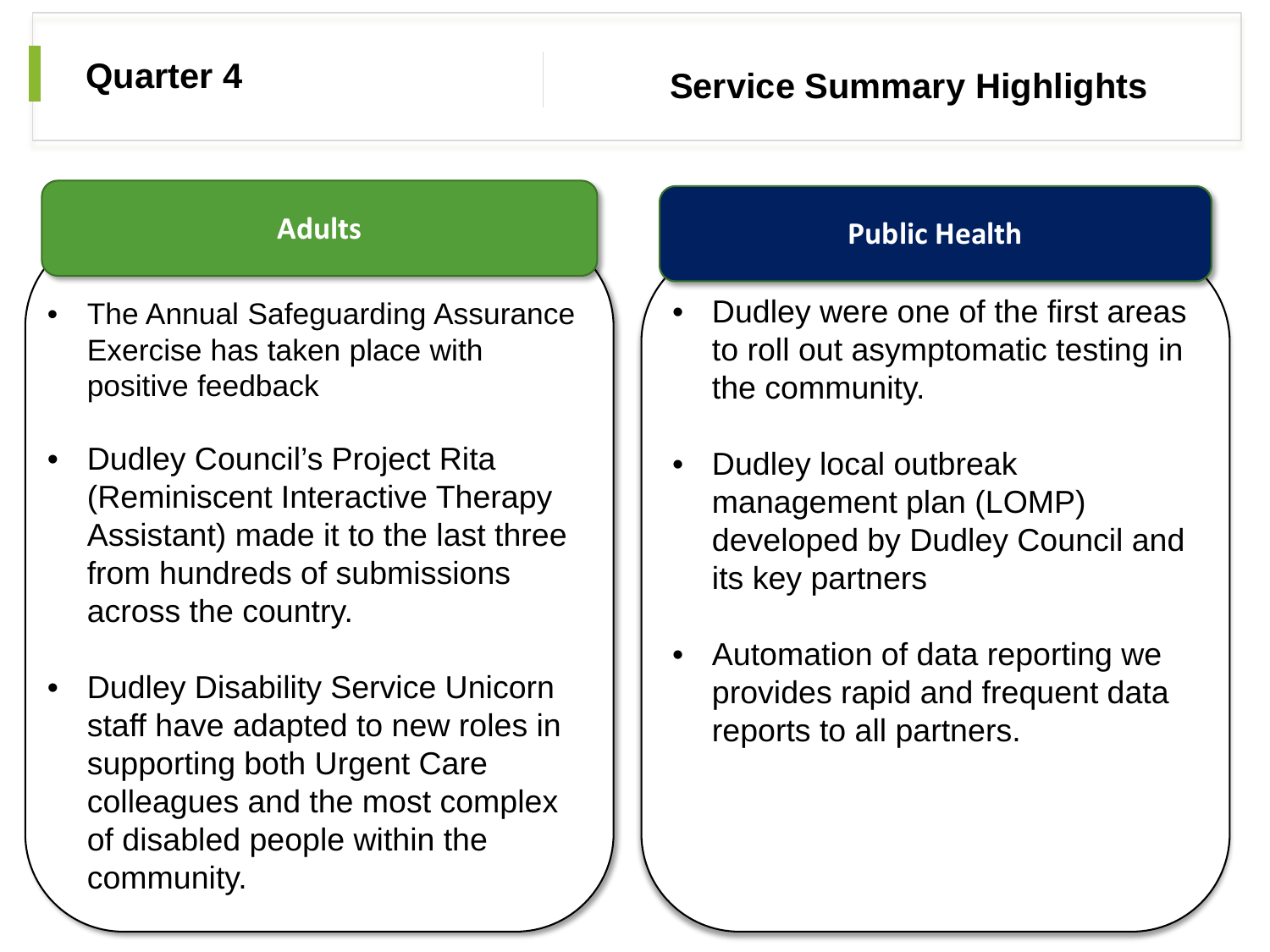## Quarter 4

## Service Summary Highlights

### Adults

- The Annual Safeguarding Assurance Exercise has taken place with positive feedback
- Dudley Council's Project Rita (Reminiscent Interactive Therapy Assistant) made it to the last three from hundreds of submissions across the country.
- Dudley Disability Service Unicorn staff have adapted to new roles in supporting both Urgent Care colleagues and the most complex of disabled people within the community.

### Public Health

- Dudley were one of the first areas to roll out asymptomatic testing in the community.
- Dudley local outbreak management plan (LOMP) developed by Dudley Council and its key partners
- Automation of data reporting we provides rapid and frequent data reports to all partners.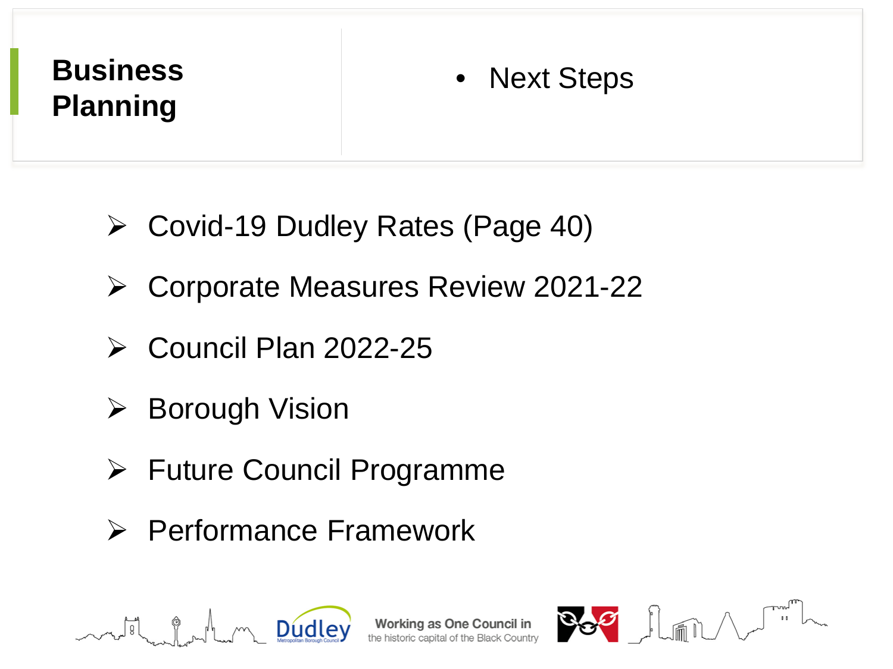# Business Planning

- Next Steps

- Covid-19 Dudley Rates (Page 40)
- Corporate Measures Review 2021-22
- Council Plan 2022-25
- Borough Vision
- Future Council Programme
- Performance Framework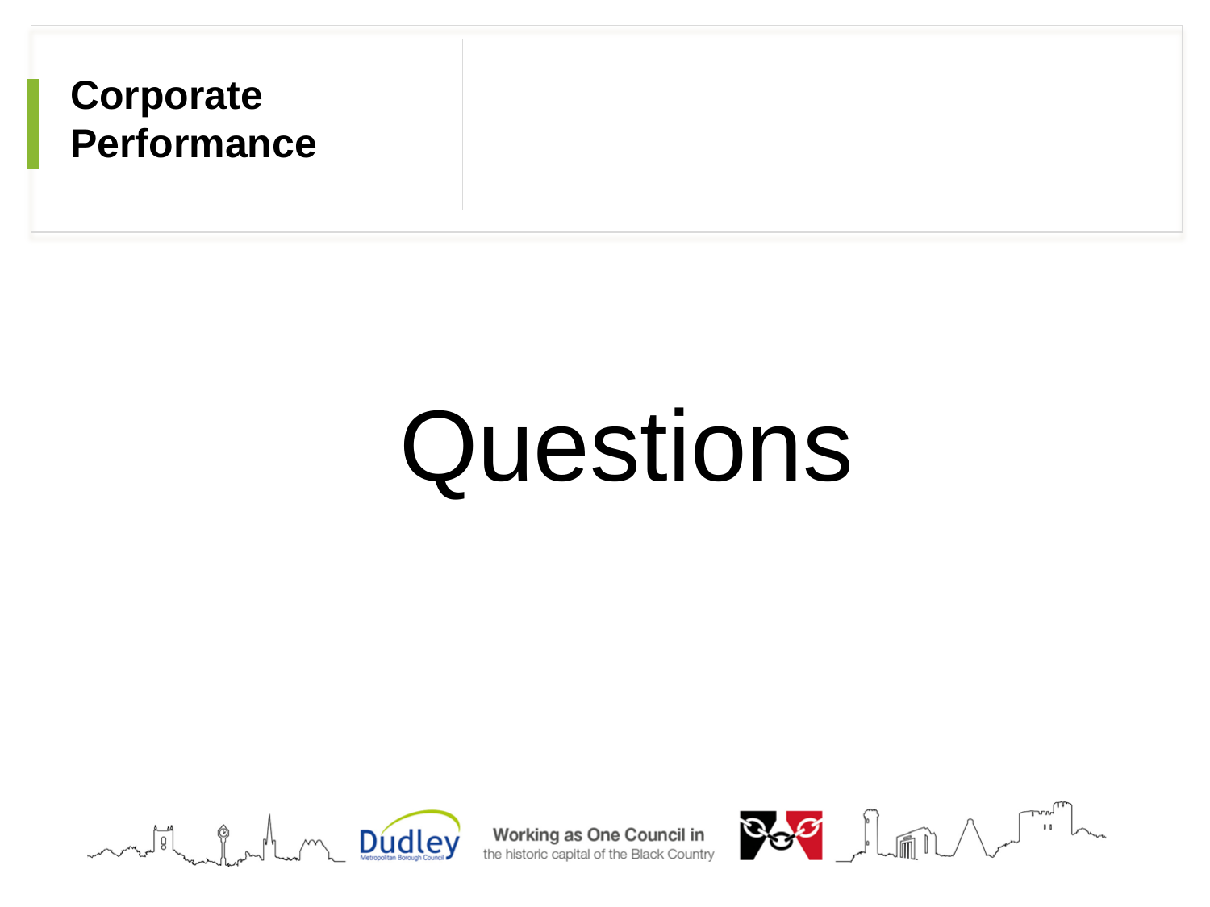# Questions